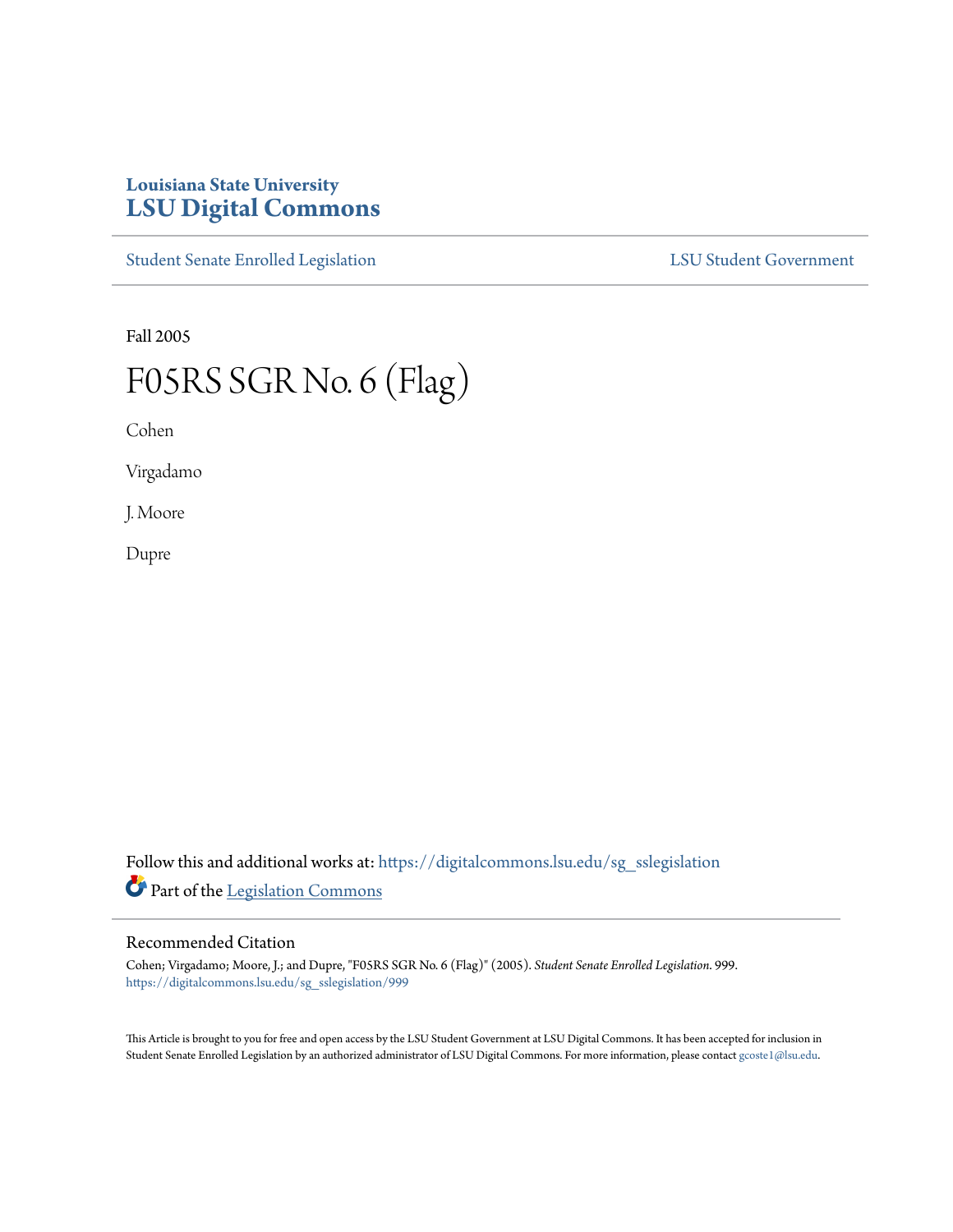Louisiana State University
**LSU Digital Commons**

Student Senate Enrolled Legislation | LSU Student Government

Fall 2005

# F05RS SGR No. 6 (Flag)

Cohen

Virgadamo

J. Moore

Dupre

Follow this and additional works at: https://digitalcommons.lsu.edu/sg_sslegislation

Part of the Legislation Commons

## Recommended Citation

Cohen; Virgadamo; Moore, J.; and Dupre, "F05RS SGR No. 6 (Flag)" (2005). *Student Senate Enrolled Legislation*. 999.
https://digitalcommons.lsu.edu/sg_sslegislation/999

This Article is brought to you for free and open access by the LSU Student Government at LSU Digital Commons. It has been accepted for inclusion in Student Senate Enrolled Legislation by an authorized administrator of LSU Digital Commons. For more information, please contact gcoste1@lsu.edu.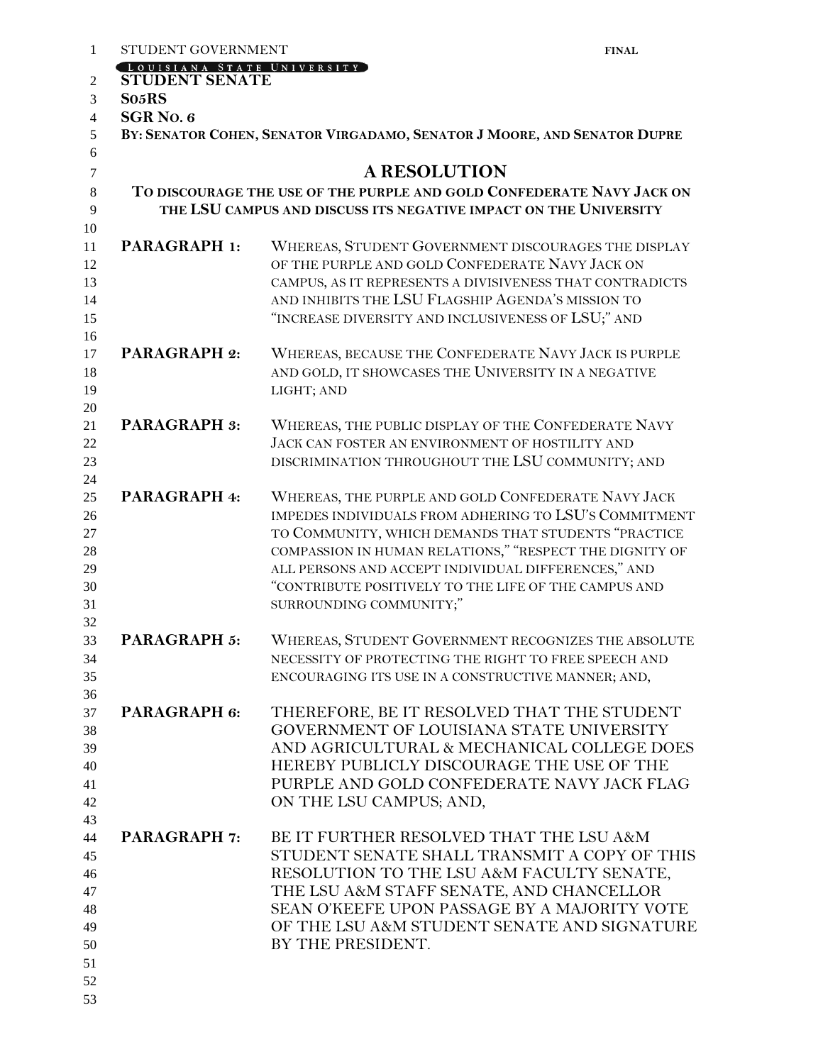STUDENT GOVERNMENT **FINAL**

LOUISIANA STATE UNIVERSITY

**STUDENT SENATE**

**S05RS**

**SGR NO. 6**

**BY: SENATOR COHEN, SENATOR VIRGADAMO, SENATOR J MOORE, AND SENATOR DUPRE**

# A RESOLUTION

**TO DISCOURAGE THE USE OF THE PURPLE AND GOLD CONFEDERATE NAVY JACK ON THE LSU CAMPUS AND DISCUSS ITS NEGATIVE IMPACT ON THE UNIVERSITY**

**PARAGRAPH 1:** WHEREAS, STUDENT GOVERNMENT DISCOURAGES THE DISPLAY OF THE PURPLE AND GOLD CONFEDERATE NAVY JACK ON CAMPUS, AS IT REPRESENTS A DIVISIVENESS THAT CONTRADICTS AND INHIBITS THE LSU FLAGSHIP AGENDA'S MISSION TO "INCREASE DIVERSITY AND INCLUSIVENESS OF LSU;" AND

**PARAGRAPH 2:** WHEREAS, BECAUSE THE CONFEDERATE NAVY JACK IS PURPLE AND GOLD, IT SHOWCASES THE UNIVERSITY IN A NEGATIVE LIGHT; AND

**PARAGRAPH 3:** WHEREAS, THE PUBLIC DISPLAY OF THE CONFEDERATE NAVY JACK CAN FOSTER AN ENVIRONMENT OF HOSTILITY AND DISCRIMINATION THROUGHOUT THE LSU COMMUNITY; AND

**PARAGRAPH 4:** WHEREAS, THE PURPLE AND GOLD CONFEDERATE NAVY JACK IMPEDES INDIVIDUALS FROM ADHERING TO LSU'S COMMITMENT TO COMMUNITY, WHICH DEMANDS THAT STUDENTS "PRACTICE COMPASSION IN HUMAN RELATIONS," "RESPECT THE DIGNITY OF ALL PERSONS AND ACCEPT INDIVIDUAL DIFFERENCES," AND "CONTRIBUTE POSITIVELY TO THE LIFE OF THE CAMPUS AND SURROUNDING COMMUNITY;"

**PARAGRAPH 5:** WHEREAS, STUDENT GOVERNMENT RECOGNIZES THE ABSOLUTE NECESSITY OF PROTECTING THE RIGHT TO FREE SPEECH AND ENCOURAGING ITS USE IN A CONSTRUCTIVE MANNER; AND,

**PARAGRAPH 6:** THEREFORE, BE IT RESOLVED THAT THE STUDENT GOVERNMENT OF LOUISIANA STATE UNIVERSITY AND AGRICULTURAL & MECHANICAL COLLEGE DOES HEREBY PUBLICLY DISCOURAGE THE USE OF THE PURPLE AND GOLD CONFEDERATE NAVY JACK FLAG ON THE LSU CAMPUS; AND,

**PARAGRAPH 7:** BE IT FURTHER RESOLVED THAT THE LSU A&M STUDENT SENATE SHALL TRANSMIT A COPY OF THIS RESOLUTION TO THE LSU A&M FACULTY SENATE, THE LSU A&M STAFF SENATE, AND CHANCELLOR SEAN O'KEEFE UPON PASSAGE BY A MAJORITY VOTE OF THE LSU A&M STUDENT SENATE AND SIGNATURE BY THE PRESIDENT.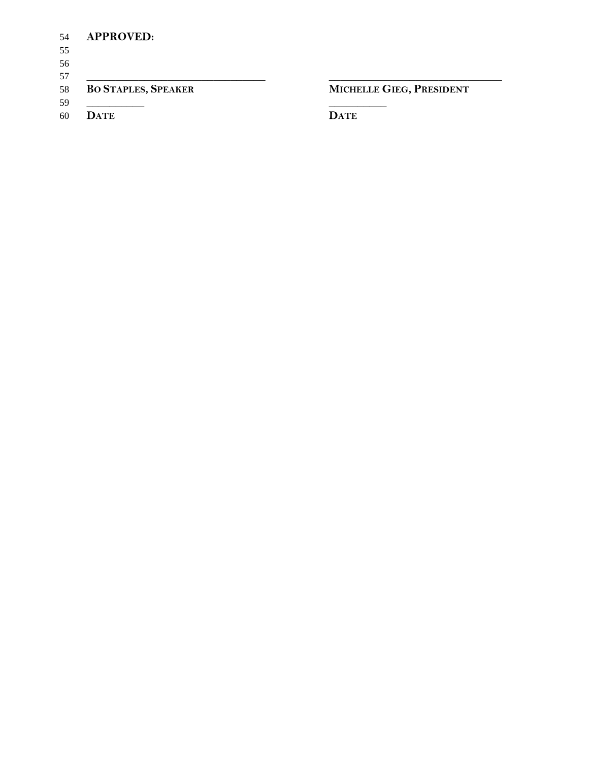**APPROVED:**

\_\_\_\_\_\_\_\_\_\_\_\_\_\_\_\_\_\_\_\_\_\_\_\_\_\_\_\_\_\_\_\_

**BO STAPLES, SPEAKER**

\_\_\_\_\_\_\_\_\_\_

**DATE**

\_\_\_\_\_\_\_\_\_\_\_\_\_\_\_\_\_\_\_\_\_\_\_\_\_\_\_\_\_\_\_\_

**MICHELLE GIEG, PRESIDENT**

\_\_\_\_\_\_\_\_\_\_

**DATE**